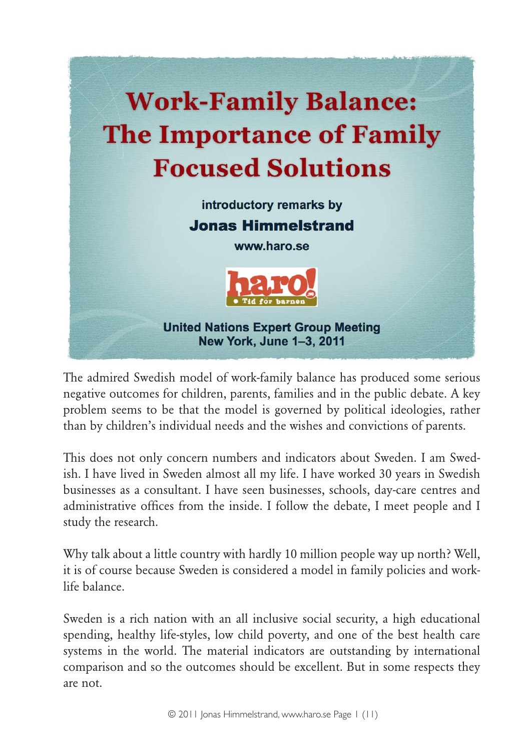# Work-Family Balance: The Importance of Family Focused Solutions

**introductory remarks by**

**Jonas Himmelstrand**

**www.haro.se**

haro! • Tid för barnen

**United Nations Expert Group Meeting**
**New York, June 1–3, 2011**

The admired Swedish model of work-family balance has produced some serious negative outcomes for children, parents, families and in the public debate. A key problem seems to be that the model is governed by political ideologies, rather than by children's individual needs and the wishes and convictions of parents.

This does not only concern numbers and indicators about Sweden. I am Swedish. I have lived in Sweden almost all my life. I have worked 30 years in Swedish businesses as a consultant. I have seen businesses, schools, day-care centres and administrative offices from the inside. I follow the debate, I meet people and I study the research.

Why talk about a little country with hardly 10 million people way up north? Well, it is of course because Sweden is considered a model in family policies and work-life balance.

Sweden is a rich nation with an all inclusive social security, a high educational spending, healthy life-styles, low child poverty, and one of the best health care systems in the world. The material indicators are outstanding by international comparison and so the outcomes should be excellent. But in some respects they are not.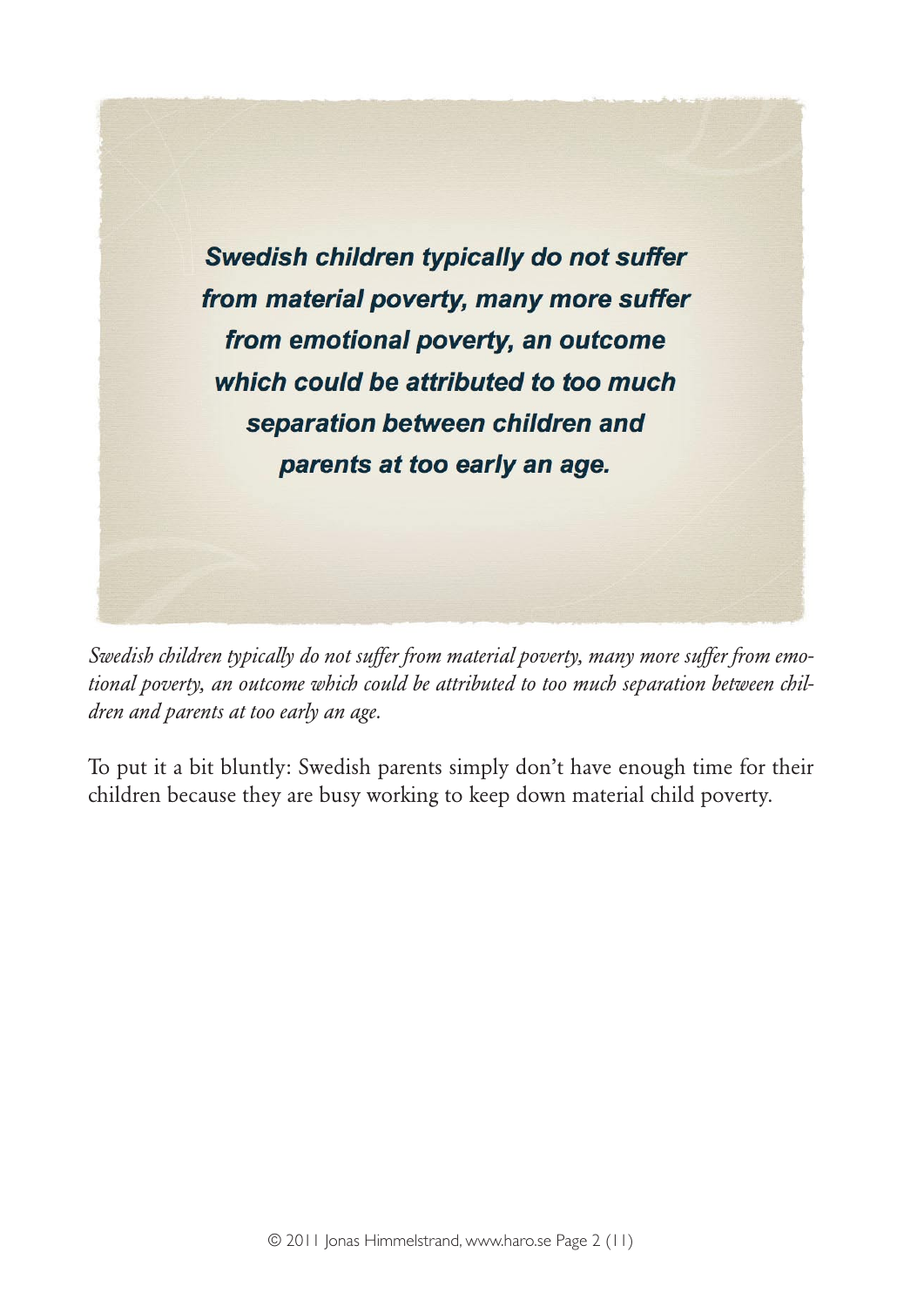**_Swedish children typically do not suffer from material poverty, many more suffer from emotional poverty, an outcome which could be attributed to too much separation between children and parents at too early an age._**

*Swedish children typically do not suffer from material poverty, many more suffer from emotional poverty, an outcome which could be attributed to too much separation between children and parents at too early an age.*

To put it a bit bluntly: Swedish parents simply don't have enough time for their children because they are busy working to keep down material child poverty.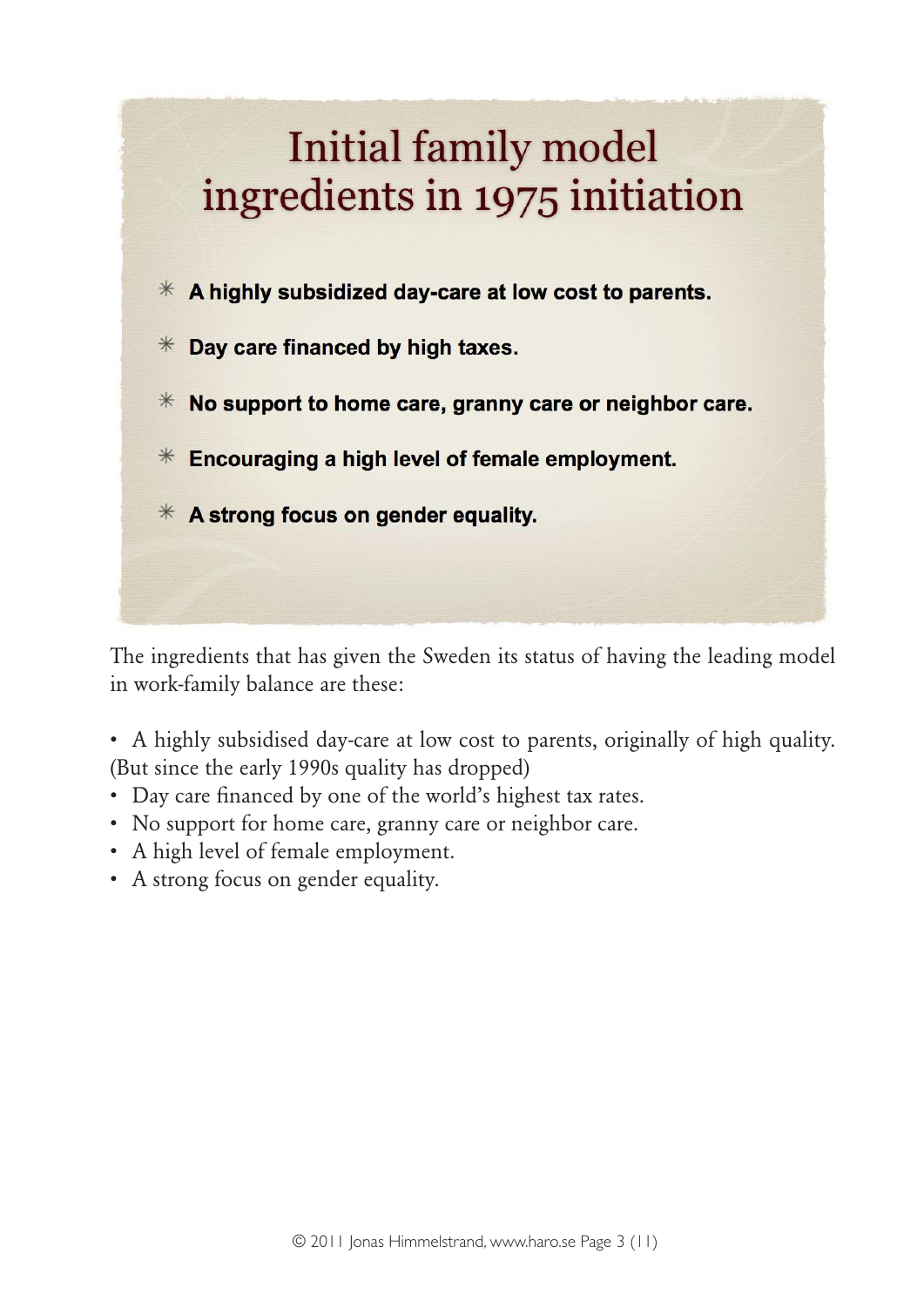# Initial family model ingredients in 1975 initiation

- **A highly subsidized day-care at low cost to parents.**
- **Day care financed by high taxes.**
- **No support to home care, granny care or neighbor care.**
- **Encouraging a high level of female employment.**
- **A strong focus on gender equality.**

The ingredients that has given the Sweden its status of having the leading model in work-family balance are these:

- A highly subsidised day-care at low cost to parents, originally of high quality. (But since the early 1990s quality has dropped)
- Day care financed by one of the world's highest tax rates.
- No support for home care, granny care or neighbor care.
- A high level of female employment.
- A strong focus on gender equality.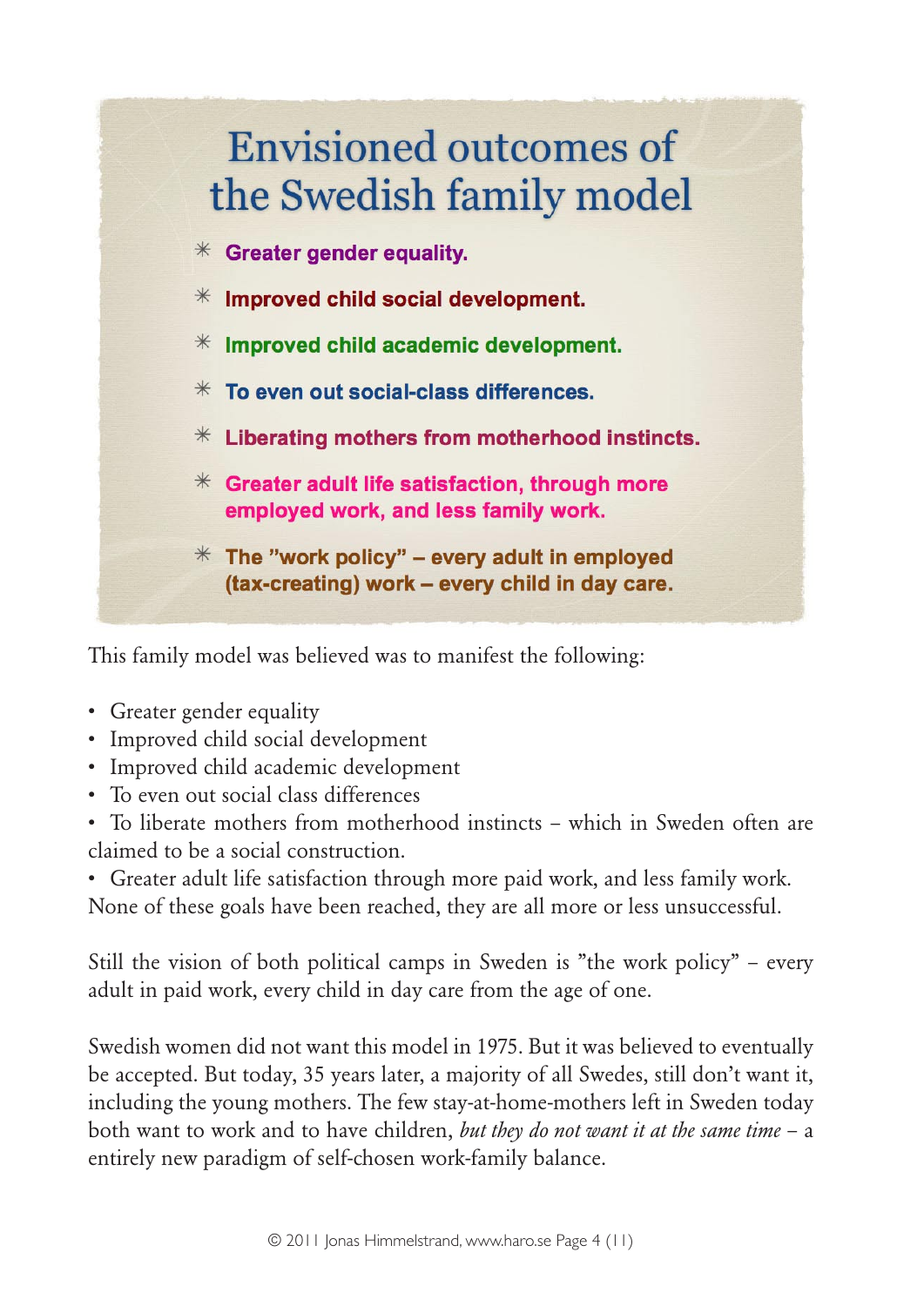## Envisioned outcomes of the Swedish family model

- **Greater gender equality.**
- **Improved child social development.**
- **Improved child academic development.**
- **To even out social-class differences.**
- **Liberating mothers from motherhood instincts.**
- **Greater adult life satisfaction, through more employed work, and less family work.**
- **The ”work policy” – every adult in employed (tax-creating) work – every child in day care.**

This family model was believed was to manifest the following:

- Greater gender equality
- Improved child social development
- Improved child academic development
- To even out social class differences
- To liberate mothers from motherhood instincts – which in Sweden often are claimed to be a social construction.
- Greater adult life satisfaction through more paid work, and less family work.

None of these goals have been reached, they are all more or less unsuccessful.

Still the vision of both political camps in Sweden is ”the work policy” – every adult in paid work, every child in day care from the age of one.

Swedish women did not want this model in 1975. But it was believed to eventually be accepted. But today, 35 years later, a majority of all Swedes, still don't want it, including the young mothers. The few stay-at-home-mothers left in Sweden today both want to work and to have children, *but they do not want it at the same time* – a entirely new paradigm of self-chosen work-family balance.

© 2011 Jonas Himmelstrand, www.haro.se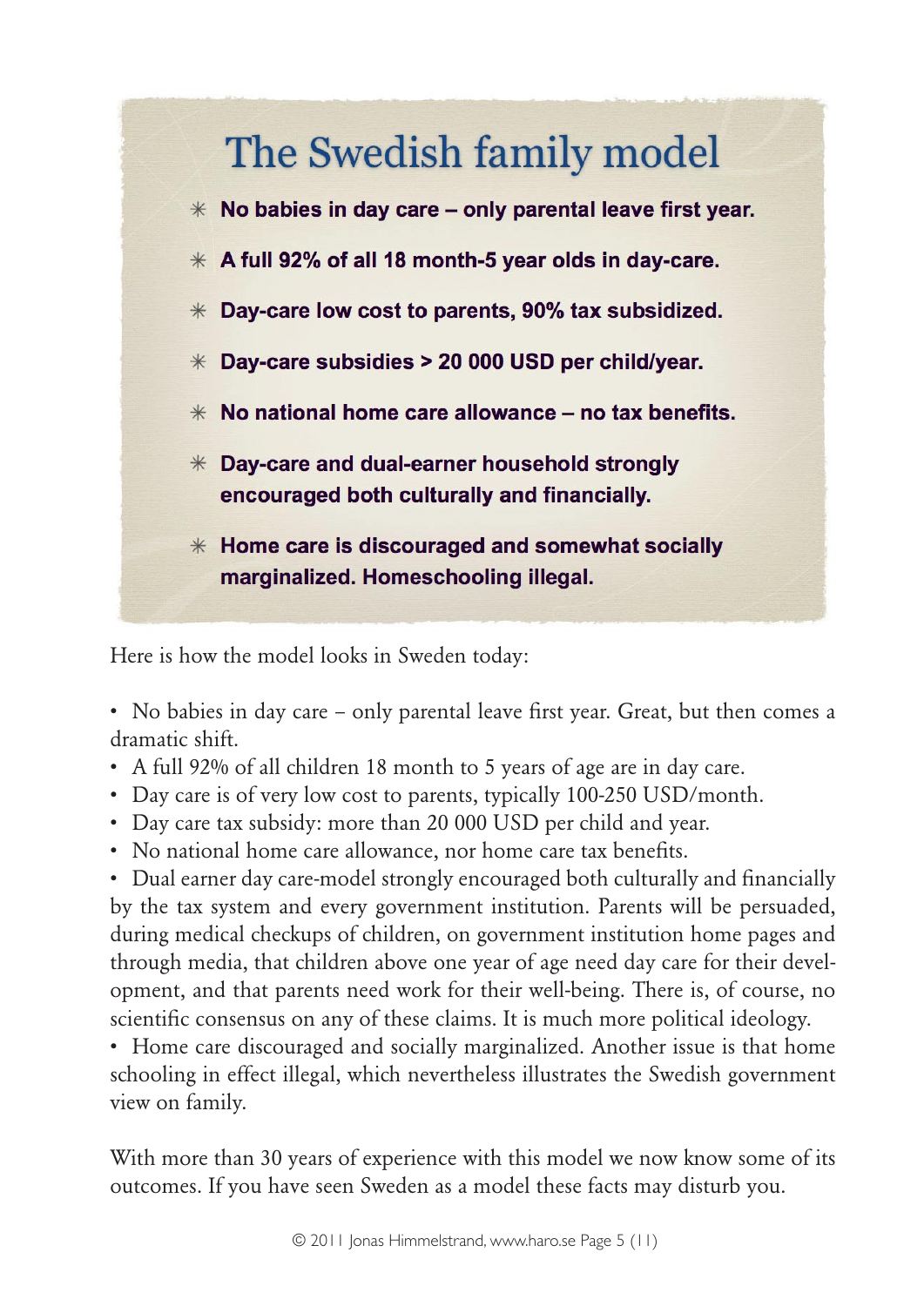## The Swedish family model

- **No babies in day care – only parental leave first year.**
- **A full 92% of all 18 month-5 year olds in day-care.**
- **Day-care low cost to parents, 90% tax subsidized.**
- **Day-care subsidies > 20 000 USD per child/year.**
- **No national home care allowance – no tax benefits.**
- **Day-care and dual-earner household strongly encouraged both culturally and financially.**
- **Home care is discouraged and somewhat socially marginalized. Homeschooling illegal.**

Here is how the model looks in Sweden today:

- No babies in day care – only parental leave first year. Great, but then comes a dramatic shift.
- A full 92% of all children 18 month to 5 years of age are in day care.
- Day care is of very low cost to parents, typically 100-250 USD/month.
- Day care tax subsidy: more than 20 000 USD per child and year.
- No national home care allowance, nor home care tax benefits.
- Dual earner day care-model strongly encouraged both culturally and financially by the tax system and every government institution. Parents will be persuaded, during medical checkups of children, on government institution home pages and through media, that children above one year of age need day care for their development, and that parents need work for their well-being. There is, of course, no scientific consensus on any of these claims. It is much more political ideology.
- Home care discouraged and socially marginalized. Another issue is that home schooling in effect illegal, which nevertheless illustrates the Swedish government view on family.

With more than 30 years of experience with this model we now know some of its outcomes. If you have seen Sweden as a model these facts may disturb you.

© 2011 Jonas Himmelstrand, www.haro.se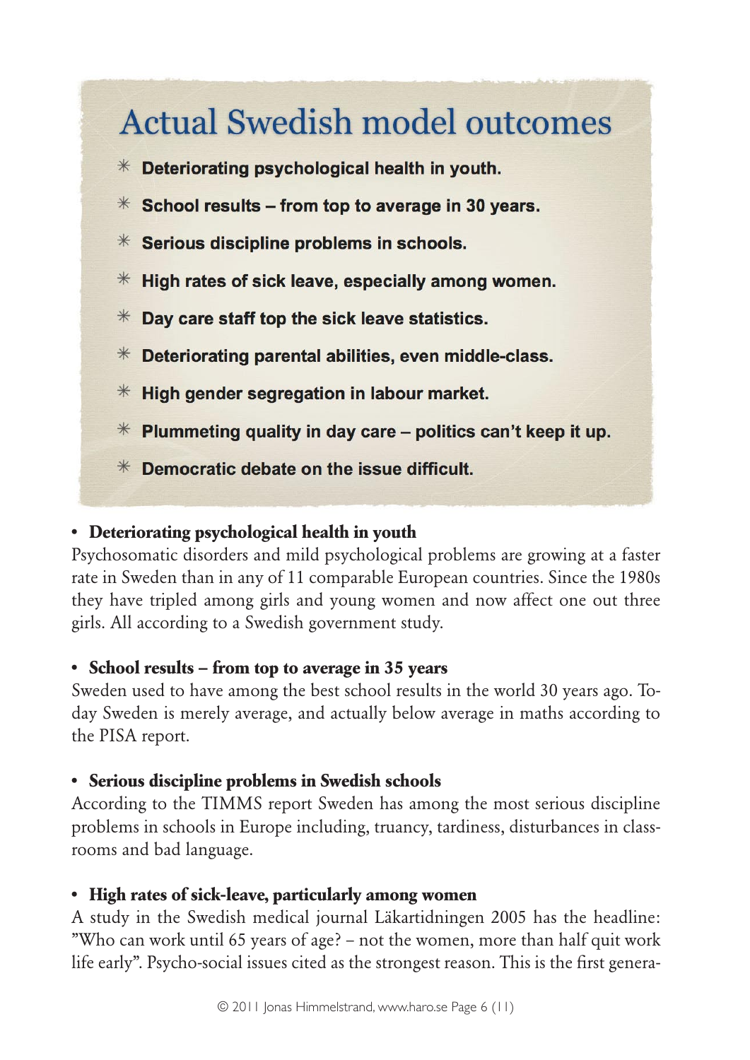## Actual Swedish model outcomes

- Deteriorating psychological health in youth.
- School results – from top to average in 30 years.
- Serious discipline problems in schools.
- High rates of sick leave, especially among women.
- Day care staff top the sick leave statistics.
- Deteriorating parental abilities, even middle-class.
- High gender segregation in labour market.
- Plummeting quality in day care – politics can't keep it up.
- Democratic debate on the issue difficult.

- **Deteriorating psychological health in youth**

Psychosomatic disorders and mild psychological problems are growing at a faster rate in Sweden than in any of 11 comparable European countries. Since the 1980s they have tripled among girls and young women and now affect one out three girls. All according to a Swedish government study.

- **School results – from top to average in 35 years**

Sweden used to have among the best school results in the world 30 years ago. Today Sweden is merely average, and actually below average in maths according to the PISA report.

- **Serious discipline problems in Swedish schools**

According to the TIMMS report Sweden has among the most serious discipline problems in schools in Europe including, truancy, tardiness, disturbances in classrooms and bad language.

- **High rates of sick-leave, particularly among women**

A study in the Swedish medical journal Läkartidningen 2005 has the headline: "Who can work until 65 years of age? – not the women, more than half quit work life early". Psycho-social issues cited as the strongest reason. This is the first genera-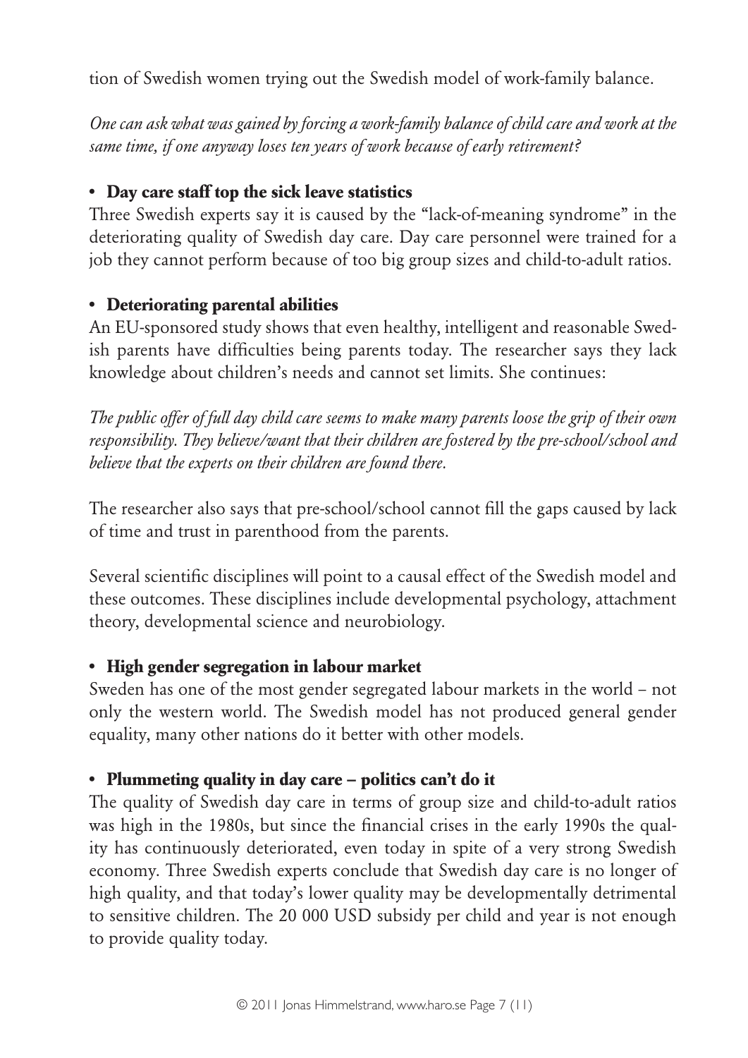tion of Swedish women trying out the Swedish model of work-family balance.

*One can ask what was gained by forcing a work-family balance of child care and work at the same time, if one anyway loses ten years of work because of early retirement?*

- **Day care staff top the sick leave statistics**

Three Swedish experts say it is caused by the "lack-of-meaning syndrome" in the deteriorating quality of Swedish day care. Day care personnel were trained for a job they cannot perform because of too big group sizes and child-to-adult ratios.

- **Deteriorating parental abilities**

An EU-sponsored study shows that even healthy, intelligent and reasonable Swedish parents have difficulties being parents today. The researcher says they lack knowledge about children's needs and cannot set limits. She continues:

*The public offer of full day child care seems to make many parents loose the grip of their own responsibility. They believe/want that their children are fostered by the pre-school/school and believe that the experts on their children are found there.*

The researcher also says that pre-school/school cannot fill the gaps caused by lack of time and trust in parenthood from the parents.

Several scientific disciplines will point to a causal effect of the Swedish model and these outcomes. These disciplines include developmental psychology, attachment theory, developmental science and neurobiology.

- **High gender segregation in labour market**

Sweden has one of the most gender segregated labour markets in the world – not only the western world. The Swedish model has not produced general gender equality, many other nations do it better with other models.

- **Plummeting quality in day care – politics can't do it**

The quality of Swedish day care in terms of group size and child-to-adult ratios was high in the 1980s, but since the financial crises in the early 1990s the quality has continuously deteriorated, even today in spite of a very strong Swedish economy. Three Swedish experts conclude that Swedish day care is no longer of high quality, and that today's lower quality may be developmentally detrimental to sensitive children. The 20 000 USD subsidy per child and year is not enough to provide quality today.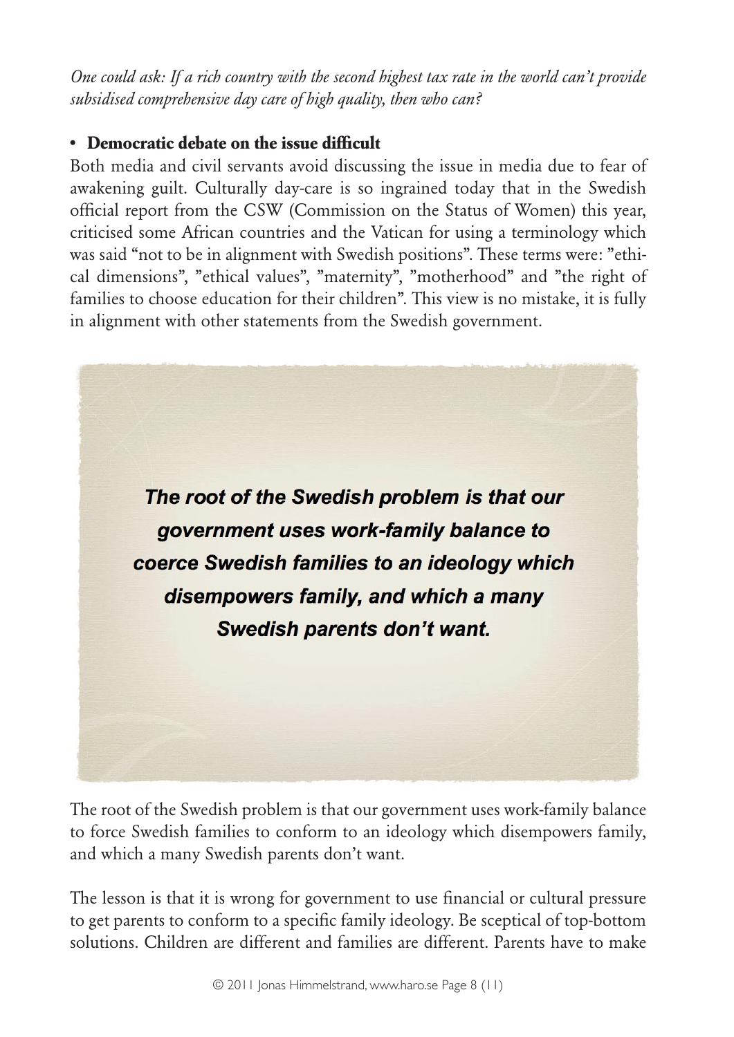*One could ask: If a rich country with the second highest tax rate in the world can't provide subsidised comprehensive day care of high quality, then who can?*

- **Democratic debate on the issue difficult**

Both media and civil servants avoid discussing the issue in media due to fear of awakening guilt. Culturally day-care is so ingrained today that in the Swedish official report from the CSW (Commission on the Status of Women) this year, criticised some African countries and the Vatican for using a terminology which was said "not to be in alignment with Swedish positions". These terms were: "ethical dimensions", "ethical values", "maternity", "motherhood" and "the right of families to choose education for their children". This view is no mistake, it is fully in alignment with other statements from the Swedish government.

> ***The root of the Swedish problem is that our government uses work-family balance to coerce Swedish families to an ideology which disempowers family, and which a many Swedish parents don't want.***

The root of the Swedish problem is that our government uses work-family balance to force Swedish families to conform to an ideology which disempowers family, and which a many Swedish parents don't want.

The lesson is that it is wrong for government to use financial or cultural pressure to get parents to conform to a specific family ideology. Be sceptical of top-bottom solutions. Children are different and families are different. Parents have to make

© 2011 Jonas Himmelstrand, www.haro.se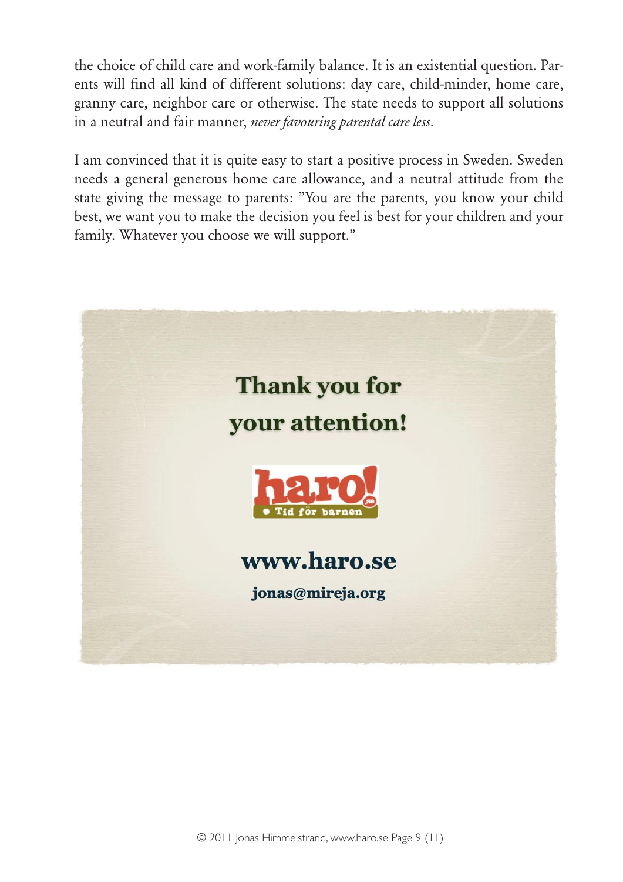the choice of child care and work-family balance. It is an existential question. Parents will find all kind of different solutions: day care, child-minder, home care, granny care, neighbor care or otherwise. The state needs to support all solutions in a neutral and fair manner, *never favouring parental care less.*

I am convinced that it is quite easy to start a positive process in Sweden. Sweden needs a general generous home care allowance, and a neutral attitude from the state giving the message to parents: "You are the parents, you know your child best, we want you to make the decision you feel is best for your children and your family. Whatever you choose we will support."

**Thank you for your attention!**

haro! • Tid för barnen

**www.haro.se**

**jonas@mireja.org**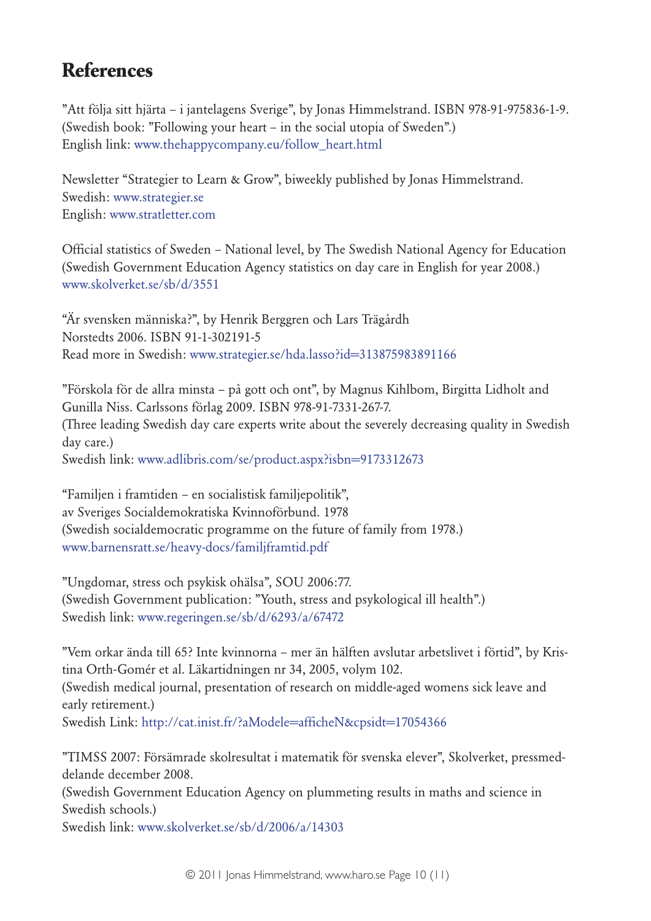# References

”Att följa sitt hjärta – i jantelagens Sverige”, by Jonas Himmelstrand. ISBN 978-91-975836-1-9.
(Swedish book: ”Following your heart – in the social utopia of Sweden”.)
English link: www.thehappycompany.eu/follow_heart.html

Newsletter “Strategier to Learn & Grow”, biweekly published by Jonas Himmelstrand.
Swedish: www.strategier.se
English: www.stratletter.com

Official statistics of Sweden – National level, by The Swedish National Agency for Education
(Swedish Government Education Agency statistics on day care in English for year 2008.)
www.skolverket.se/sb/d/3551

“Är svensken människa?”, by Henrik Berggren och Lars Trägårdh
Norstedts 2006. ISBN 91-1-302191-5
Read more in Swedish: www.strategier.se/hda.lasso?id=313875983891166

”Förskola för de allra minsta – på gott och ont”, by Magnus Kihlbom, Birgitta Lidholt and Gunilla Niss. Carlssons förlag 2009. ISBN 978-91-7331-267-7.
(Three leading Swedish day care experts write about the severely decreasing quality in Swedish day care.)
Swedish link: www.adlibris.com/se/product.aspx?isbn=9173312673

“Familjen i framtiden – en socialistisk familjepolitik”,
av Sveriges Socialdemokratiska Kvinnoförbund. 1978
(Swedish socialdemocratic programme on the future of family from 1978.)
www.barnensratt.se/heavy-docs/familjframtid.pdf

”Ungdomar, stress och psykisk ohälsa”, SOU 2006:77.
(Swedish Government publication: ”Youth, stress and psykological ill health”.)
Swedish link: www.regeringen.se/sb/d/6293/a/67472

”Vem orkar ända till 65? Inte kvinnorna – mer än hälften avslutar arbetslivet i förtid”, by Kristina Orth-Gomér et al. Läkartidningen nr 34, 2005, volym 102.
(Swedish medical journal, presentation of research on middle-aged womens sick leave and early retirement.)
Swedish Link: http://cat.inist.fr/?aModele=afficheN&cpsidt=17054366

”TIMSS 2007: Försämrade skolresultat i matematik för svenska elever”, Skolverket, pressmeddelande december 2008.
(Swedish Government Education Agency on plummeting results in maths and science in Swedish schools.)
Swedish link: www.skolverket.se/sb/d/2006/a/14303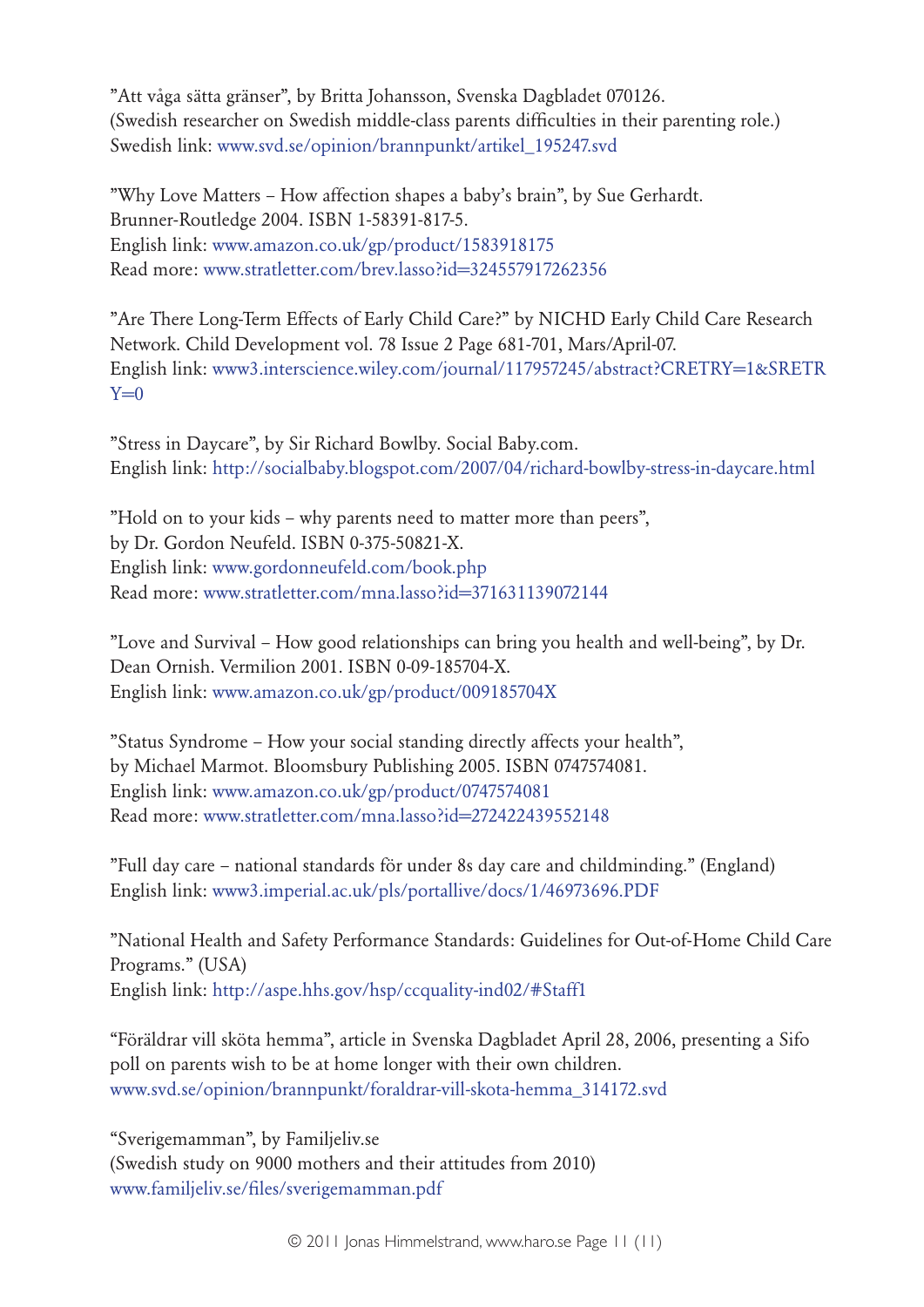”Att våga sätta gränser”, by Britta Johansson, Svenska Dagbladet 070126.
(Swedish researcher on Swedish middle-class parents difficulties in their parenting role.)
Swedish link: www.svd.se/opinion/brannpunkt/artikel_195247.svd

”Why Love Matters – How affection shapes a baby's brain”, by Sue Gerhardt.
Brunner-Routledge 2004. ISBN 1-58391-817-5.
English link: www.amazon.co.uk/gp/product/1583918175
Read more: www.stratletter.com/brev.lasso?id=324557917262356

”Are There Long-Term Effects of Early Child Care?” by NICHD Early Child Care Research Network. Child Development vol. 78 Issue 2 Page 681-701, Mars/April-07.
English link: www3.interscience.wiley.com/journal/117957245/abstract?CRETRY=1&SRETRY=0

”Stress in Daycare”, by Sir Richard Bowlby. Social Baby.com.
English link: http://socialbaby.blogspot.com/2007/04/richard-bowlby-stress-in-daycare.html

”Hold on to your kids – why parents need to matter more than peers”,
by Dr. Gordon Neufeld. ISBN 0-375-50821-X.
English link: www.gordonneufeld.com/book.php
Read more: www.stratletter.com/mna.lasso?id=371631139072144

”Love and Survival – How good relationships can bring you health and well-being”, by Dr. Dean Ornish. Vermilion 2001. ISBN 0-09-185704-X.
English link: www.amazon.co.uk/gp/product/009185704X

”Status Syndrome – How your social standing directly affects your health”,
by Michael Marmot. Bloomsbury Publishing 2005. ISBN 0747574081.
English link: www.amazon.co.uk/gp/product/0747574081
Read more: www.stratletter.com/mna.lasso?id=272422439552148

”Full day care – national standards för under 8s day care and childminding.” (England)
English link: www3.imperial.ac.uk/pls/portallive/docs/1/46973696.PDF

”National Health and Safety Performance Standards: Guidelines for Out-of-Home Child Care Programs.” (USA)
English link: http://aspe.hhs.gov/hsp/ccquality-ind02/#Staff1

“Föräldrar vill sköta hemma”, article in Svenska Dagbladet April 28, 2006, presenting a Sifo poll on parents wish to be at home longer with their own children.
www.svd.se/opinion/brannpunkt/foraldrar-vill-skota-hemma_314172.svd

“Sverigemamman”, by Familjeliv.se
(Swedish study on 9000 mothers and their attitudes from 2010)
www.familjeliv.se/files/sverigemamman.pdf